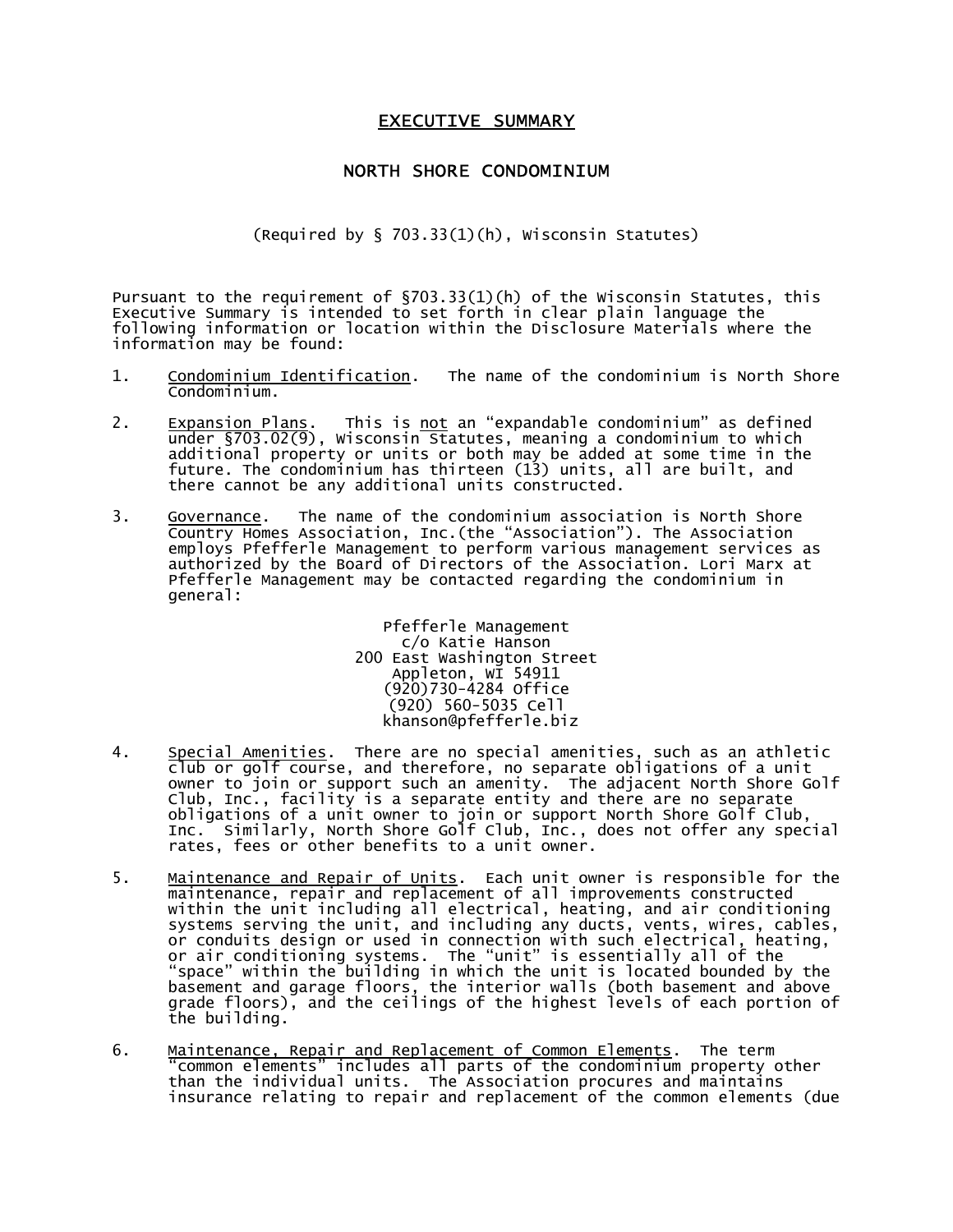# EXECUTIVE SUMMARY

## NORTH SHORE CONDOMINIUM

(Required by § 703.33(1)(h), Wisconsin Statutes)

Pursuant to the requirement of §703.33(1)(h) of the Wisconsin Statutes, this Executive Summary is intended to set forth in clear plain language the following information or location within the Disclosure Materials where the information may be found:

1. Condominium Identification. The name of the condominium is North Shore Condominium.

2. Expansion Plans. This is not an "expandable condominium" as defined under §703.02(9), Wisconsin Statutes, meaning a condominium to which additional property or units or both may be added at some time in the future. The condominium has thirteen (13) units, all are built, and there cannot be any additional units constructed.

3. Governance. The name of the condominium association is North Shore Country Homes Association, Inc.(the "Association"). The Association employs Pfefferle Management to perform various management services as authorized by the Board of Directors of the Association. Lori Marx at Pfefferle Management may be contacted regarding the condominium in general:

   Pfefferle Management
   c/o Katie Hanson
   200 East Washington Street
   Appleton, WI 54911
   (920)730-4284 Office
   (920) 560-5035 Cell
   khanson@pfefferle.biz

4. Special Amenities. There are no special amenities, such as an athletic club or golf course, and therefore, no separate obligations of a unit owner to join or support such an amenity. The adjacent North Shore Golf Club, Inc., facility is a separate entity and there are no separate obligations of a unit owner to join or support North Shore Golf Club, Inc. Similarly, North Shore Golf Club, Inc., does not offer any special rates, fees or other benefits to a unit owner.

5. Maintenance and Repair of Units. Each unit owner is responsible for the maintenance, repair and replacement of all improvements constructed within the unit including all electrical, heating, and air conditioning systems serving the unit, and including any ducts, vents, wires, cables, or conduits design or used in connection with such electrical, heating, or air conditioning systems. The "unit" is essentially all of the "space" within the building in which the unit is located bounded by the basement and garage floors, the interior walls (both basement and above grade floors), and the ceilings of the highest levels of each portion of the building.

6. Maintenance, Repair and Replacement of Common Elements. The term "common elements" includes all parts of the condominium property other than the individual units. The Association procures and maintains insurance relating to repair and replacement of the common elements (due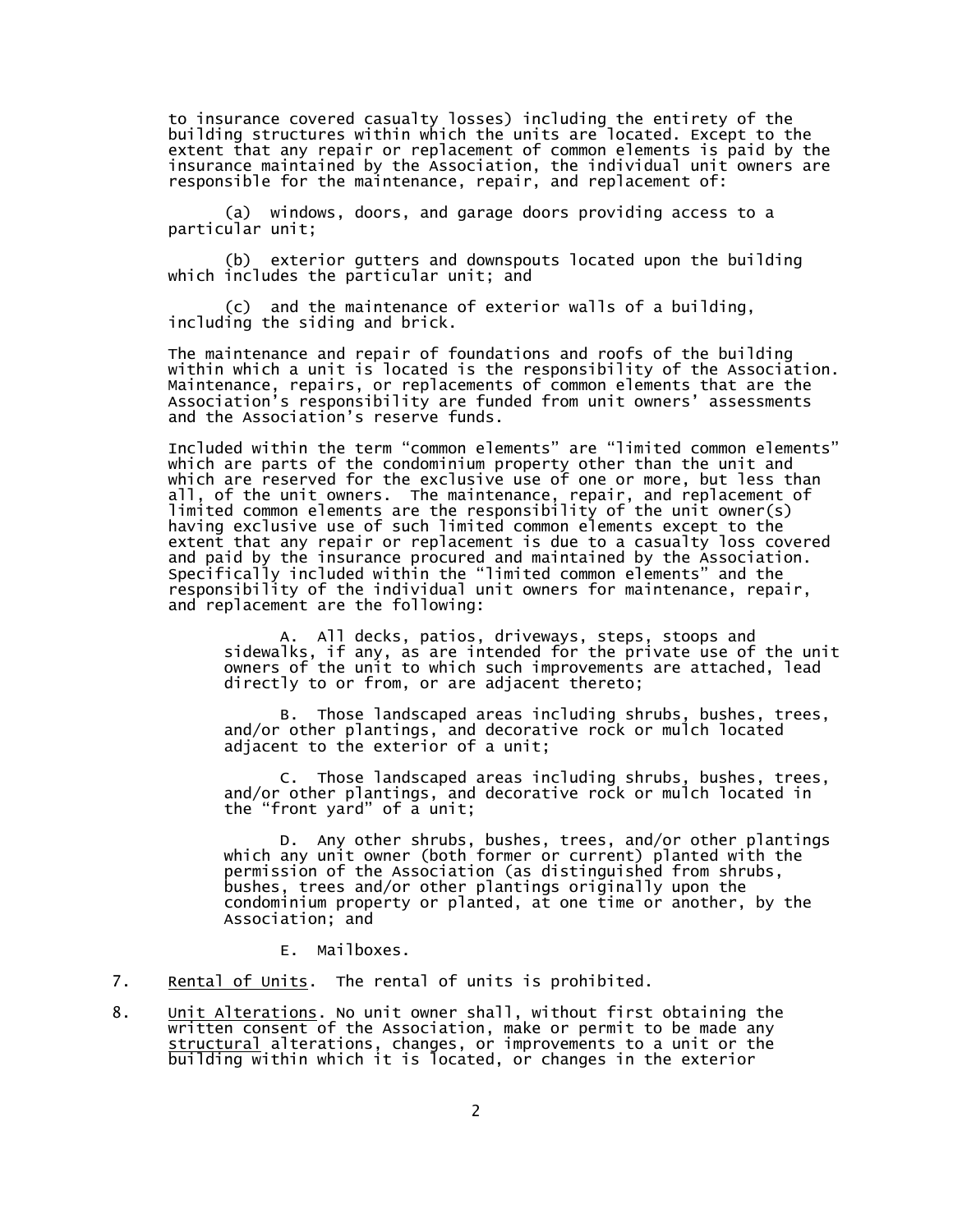to insurance covered casualty losses) including the entirety of the building structures within which the units are located. Except to the extent that any repair or replacement of common elements is paid by the insurance maintained by the Association, the individual unit owners are responsible for the maintenance, repair, and replacement of:

(a) windows, doors, and garage doors providing access to a particular unit;

(b) exterior gutters and downspouts located upon the building which includes the particular unit; and

(c) and the maintenance of exterior walls of a building, including the siding and brick.

The maintenance and repair of foundations and roofs of the building within which a unit is located is the responsibility of the Association. Maintenance, repairs, or replacements of common elements that are the Association's responsibility are funded from unit owners' assessments and the Association's reserve funds.

Included within the term "common elements" are "limited common elements" which are parts of the condominium property other than the unit and which are reserved for the exclusive use of one or more, but less than all, of the unit owners. The maintenance, repair, and replacement of limited common elements are the responsibility of the unit owner(s) having exclusive use of such limited common elements except to the extent that any repair or replacement is due to a casualty loss covered and paid by the insurance procured and maintained by the Association. Specifically included within the "limited common elements" and the responsibility of the individual unit owners for maintenance, repair, and replacement are the following:

A. All decks, patios, driveways, steps, stoops and sidewalks, if any, as are intended for the private use of the unit owners of the unit to which such improvements are attached, lead directly to or from, or are adjacent thereto;

B. Those landscaped areas including shrubs, bushes, trees, and/or other plantings, and decorative rock or mulch located adjacent to the exterior of a unit;

C. Those landscaped areas including shrubs, bushes, trees, and/or other plantings, and decorative rock or mulch located in the "front yard" of a unit;

D. Any other shrubs, bushes, trees, and/or other plantings which any unit owner (both former or current) planted with the permission of the Association (as distinguished from shrubs, bushes, trees and/or other plantings originally upon the condominium property or planted, at one time or another, by the Association; and

E. Mailboxes.

7. <u>Rental of Units</u>. The rental of units is prohibited.

8. <u>Unit Alterations</u>. No unit owner shall, without first obtaining the written consent of the Association, make or permit to be made any <u>structural</u> alterations, changes, or improvements to a unit or the building within which it is located, or changes in the exterior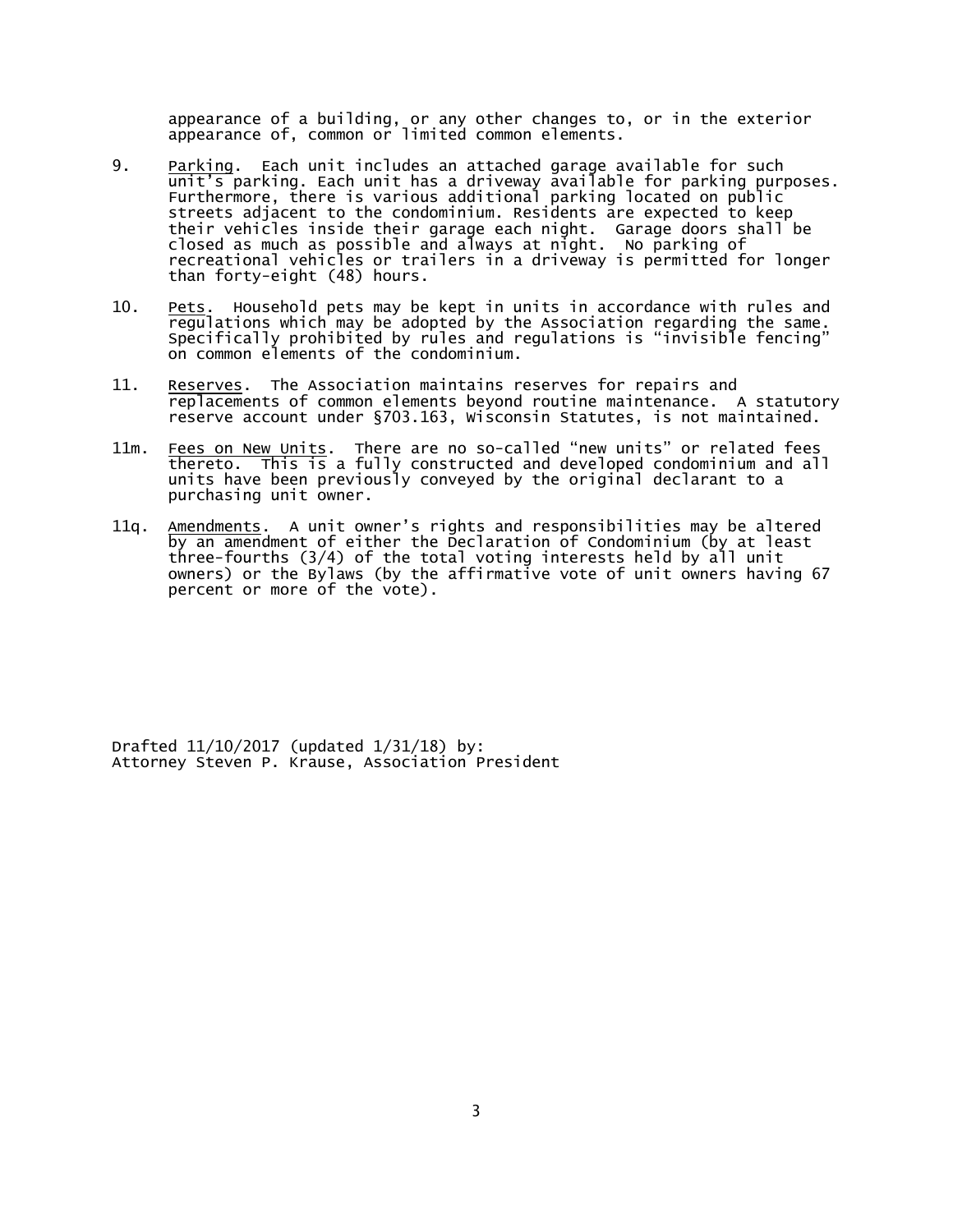appearance of a building, or any other changes to, or in the exterior appearance of, common or limited common elements.

9. Parking. Each unit includes an attached garage available for such unit's parking. Each unit has a driveway available for parking purposes. Furthermore, there is various additional parking located on public streets adjacent to the condominium. Residents are expected to keep their vehicles inside their garage each night. Garage doors shall be closed as much as possible and always at night. No parking of recreational vehicles or trailers in a driveway is permitted for longer than forty-eight (48) hours.

10. Pets. Household pets may be kept in units in accordance with rules and regulations which may be adopted by the Association regarding the same. Specifically prohibited by rules and regulations is "invisible fencing" on common elements of the condominium.

11. Reserves. The Association maintains reserves for repairs and replacements of common elements beyond routine maintenance. A statutory reserve account under §703.163, Wisconsin Statutes, is not maintained.

11m. Fees on New Units. There are no so-called "new units" or related fees thereto. This is a fully constructed and developed condominium and all units have been previously conveyed by the original declarant to a purchasing unit owner.

11q. Amendments. A unit owner's rights and responsibilities may be altered by an amendment of either the Declaration of Condominium (by at least three-fourths (3/4) of the total voting interests held by all unit owners) or the Bylaws (by the affirmative vote of unit owners having 67 percent or more of the vote).

Drafted 11/10/2017 (updated 1/31/18) by:
Attorney Steven P. Krause, Association President